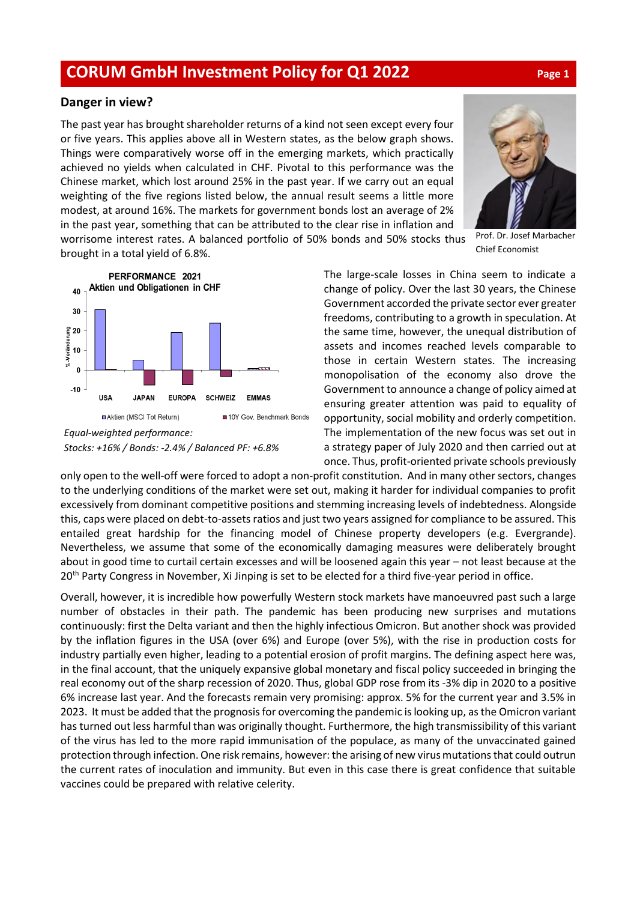# CORUM GmbH Investment Policy for Q1 2022

## Danger in view?

The past year has brought shareholder returns of a kind not seen except every four or five years. This applies above all in Western states, as the below graph shows. Things were comparatively worse off in the emerging markets, which practically achieved no yields when calculated in CHF. Pivotal to this performance was the Chinese market, which lost around 25% in the past year. If we carry out an equal weighting of the five regions listed below, the annual result seems a little more modest, at around 16%. The markets for government bonds lost an average of 2% in the past year, something that can be attributed to the clear rise in inflation and worrisome interest rates. A balanced portfolio of 50% bonds and 50% stocks thus brought in a total yield of 6.8%.

Prof. Dr. Josef Marbacher
Chief Economist

PERFORMANCE 2021
Aktien und Obligationen in CHF

*Equal-weighted performance:*
*Stocks: +16% / Bonds: -2.4% / Balanced PF: +6.8%*

The large-scale losses in China seem to indicate a change of policy. Over the last 30 years, the Chinese Government accorded the private sector ever greater freedoms, contributing to a growth in speculation. At the same time, however, the unequal distribution of assets and incomes reached levels comparable to those in certain Western states. The increasing monopolisation of the economy also drove the Government to announce a change of policy aimed at ensuring greater attention was paid to equality of opportunity, social mobility and orderly competition. The implementation of the new focus was set out in a strategy paper of July 2020 and then carried out at once. Thus, profit-oriented private schools previously only open to the well-off were forced to adopt a non-profit constitution. And in many other sectors, changes to the underlying conditions of the market were set out, making it harder for individual companies to profit excessively from dominant competitive positions and stemming increasing levels of indebtedness. Alongside this, caps were placed on debt-to-assets ratios and just two years assigned for compliance to be assured. This entailed great hardship for the financing model of Chinese property developers (e.g. Evergrande). Nevertheless, we assume that some of the economically damaging measures were deliberately brought about in good time to curtail certain excesses and will be loosened again this year – not least because at the 20th Party Congress in November, Xi Jinping is set to be elected for a third five-year period in office.

Overall, however, it is incredible how powerfully Western stock markets have manoeuvred past such a large number of obstacles in their path. The pandemic has been producing new surprises and mutations continuously: first the Delta variant and then the highly infectious Omicron. But another shock was provided by the inflation figures in the USA (over 6%) and Europe (over 5%), with the rise in production costs for industry partially even higher, leading to a potential erosion of profit margins. The defining aspect here was, in the final account, that the uniquely expansive global monetary and fiscal policy succeeded in bringing the real economy out of the sharp recession of 2020. Thus, global GDP rose from its -3% dip in 2020 to a positive 6% increase last year. And the forecasts remain very promising: approx. 5% for the current year and 3.5% in 2023. It must be added that the prognosis for overcoming the pandemic is looking up, as the Omicron variant has turned out less harmful than was originally thought. Furthermore, the high transmissibility of this variant of the virus has led to the more rapid immunisation of the populace, as many of the unvaccinated gained protection through infection. One risk remains, however: the arising of new virus mutations that could outrun the current rates of inoculation and immunity. But even in this case there is great confidence that suitable vaccines could be prepared with relative celerity.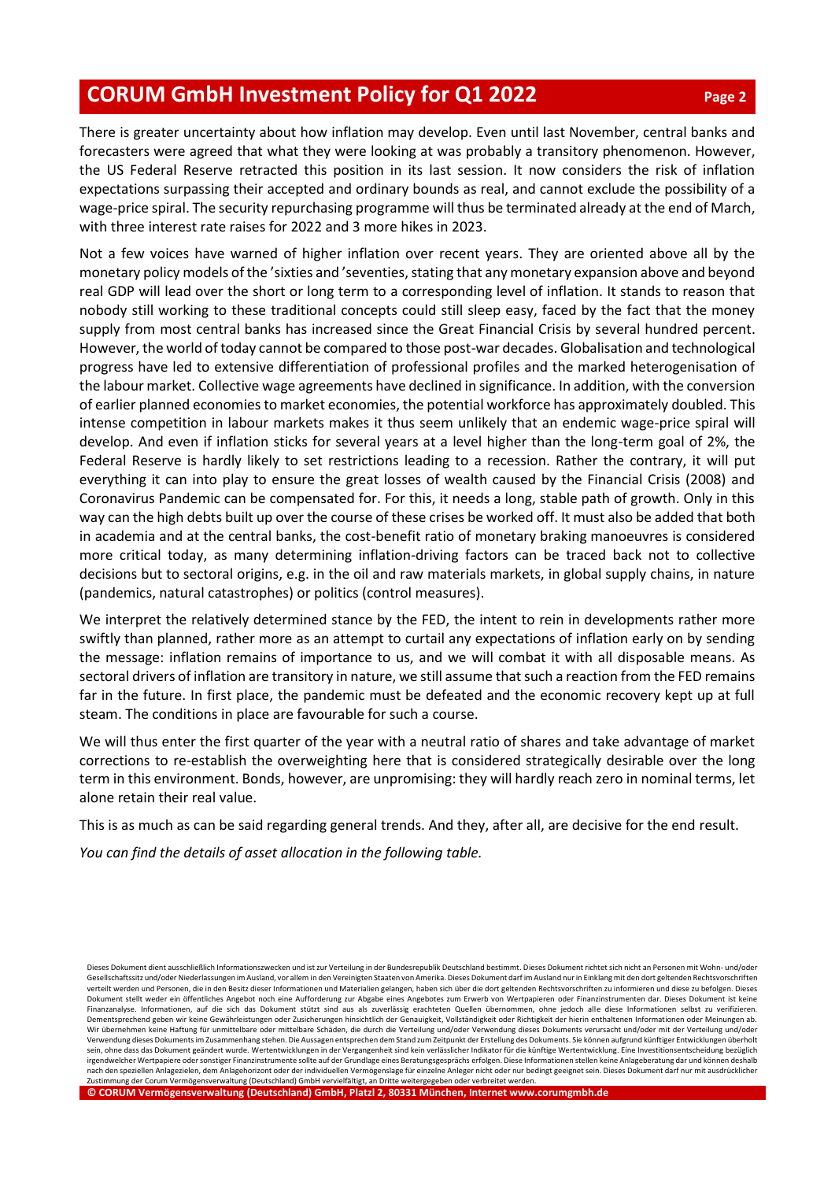There is greater uncertainty about how inflation may develop. Even until last November, central banks and forecasters were agreed that what they were looking at was probably a transitory phenomenon. However, the US Federal Reserve retracted this position in its last session. It now considers the risk of inflation expectations surpassing their accepted and ordinary bounds as real, and cannot exclude the possibility of a wage-price spiral. The security repurchasing programme will thus be terminated already at the end of March, with three interest rate raises for 2022 and 3 more hikes in 2023.

Not a few voices have warned of higher inflation over recent years. They are oriented above all by the monetary policy models of the 'sixties and 'seventies, stating that any monetary expansion above and beyond real GDP will lead over the short or long term to a corresponding level of inflation. It stands to reason that nobody still working to these traditional concepts could still sleep easy, faced by the fact that the money supply from most central banks has increased since the Great Financial Crisis by several hundred percent. However, the world of today cannot be compared to those post-war decades. Globalisation and technological progress have led to extensive differentiation of professional profiles and the marked heterogenisation of the labour market. Collective wage agreements have declined in significance. In addition, with the conversion of earlier planned economies to market economies, the potential workforce has approximately doubled. This intense competition in labour markets makes it thus seem unlikely that an endemic wage-price spiral will develop. And even if inflation sticks for several years at a level higher than the long-term goal of 2%, the Federal Reserve is hardly likely to set restrictions leading to a recession. Rather the contrary, it will put everything it can into play to ensure the great losses of wealth caused by the Financial Crisis (2008) and Coronavirus Pandemic can be compensated for. For this, it needs a long, stable path of growth. Only in this way can the high debts built up over the course of these crises be worked off. It must also be added that both in academia and at the central banks, the cost-benefit ratio of monetary braking manoeuvres is considered more critical today, as many determining inflation-driving factors can be traced back not to collective decisions but to sectoral origins, e.g. in the oil and raw materials markets, in global supply chains, in nature (pandemics, natural catastrophes) or politics (control measures).

We interpret the relatively determined stance by the FED, the intent to rein in developments rather more swiftly than planned, rather more as an attempt to curtail any expectations of inflation early on by sending the message: inflation remains of importance to us, and we will combat it with all disposable means. As sectoral drivers of inflation are transitory in nature, we still assume that such a reaction from the FED remains far in the future. In first place, the pandemic must be defeated and the economic recovery kept up at full steam. The conditions in place are favourable for such a course.

We will thus enter the first quarter of the year with a neutral ratio of shares and take advantage of market corrections to re-establish the overweighting here that is considered strategically desirable over the long term in this environment. Bonds, however, are unpromising: they will hardly reach zero in nominal terms, let alone retain their real value.

This is as much as can be said regarding general trends. And they, after all, are decisive for the end result.

*You can find the details of asset allocation in the following table.*

Dieses Dokument dient ausschließlich Informationszwecken und ist zur Verteilung in der Bundesrepublik Deutschland bestimmt. Dieses Dokument richtet sich nicht an Personen mit Wohn- und/oder Gesellschaftssitz und/oder Niederlassungen im Ausland, vor allem in den Vereinigten Staaten von Amerika. Dieses Dokument darf im Ausland nur in Einklang mit den dort geltenden Rechtsvorschriften verteilt werden und Personen, die in den Besitz dieser Informationen und Materialien gelangen, haben sich über die dort geltenden Rechtsvorschriften zu informieren und diese zu befolgen. Dieses Dokument stellt weder ein öffentliches Angebot noch eine Aufforderung zur Abgabe eines Angebotes zum Erwerb von Wertpapieren oder Finanzinstrumenten dar. Dieses Dokument ist keine Finanzanalyse. Informationen, auf die sich das Dokument stützt sind aus als zuverlässig erachteten Quellen übernommen, ohne jedoch alle diese Informationen selbst zu verifizieren. Dementsprechend geben wir keine Gewährleistungen oder Zusicherungen hinsichtlich der Genauigkeit, Vollständigkeit oder Richtigkeit der hierin enthaltenen Informationen oder Meinungen ab. Wir übernehmen keine Haftung für unmittelbare oder mittelbare Schäden, die durch die Verteilung und/oder Verwendung dieses Dokuments verursacht und/oder mit der Verteilung und/oder Verwendung dieses Dokuments im Zusammenhang stehen. Die Aussagen entsprechen dem Stand zum Zeitpunkt der Erstellung des Dokuments. Sie können aufgrund künftiger Entwicklungen überholt sein, ohne dass das Dokument geändert wurde. Wertentwicklungen in der Vergangenheit sind kein verlässlicher Indikator für die künftige Wertentwicklung. Eine Investitionsentscheidung bezüglich irgendwelcher Wertpapiere oder sonstiger Finanzinstrumente sollte auf der Grundlage eines Beratungsgesprächs erfolgen. Diese Informationen stellen keine Anlageberatung dar und können deshalb nach den speziellen Anlagezielen, dem Anlagehorizont oder der individuellen Vermögenslage für einzelne Anleger nicht oder nur bedingt geeignet sein. Dieses Dokument darf nur mit ausdrücklicher Zustimmung der Corum Vermögensverwaltung (Deutschland) GmbH vervielfältigt, an Dritte weitergegeben oder verbreitet werden.

**© CORUM Vermögensverwaltung (Deutschland) GmbH, Platzl 2, 80331 München, Internet www.corumgmbh.de**